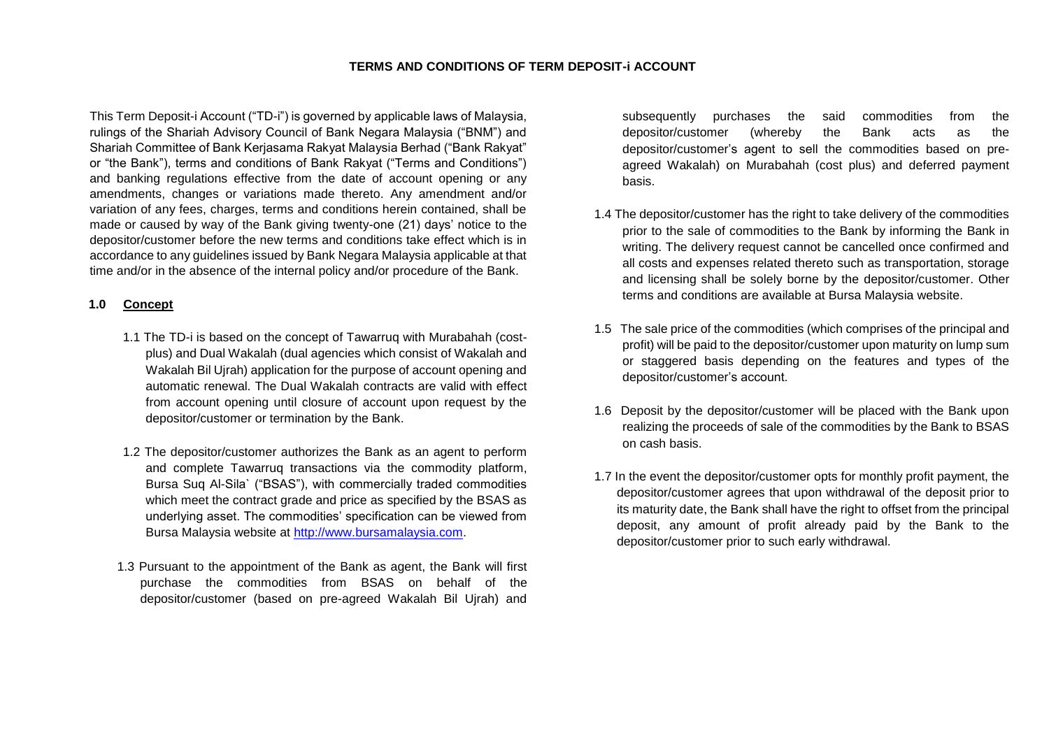# TERMS AND CONDITIONS OF TERM DEPOSIT-i ACCOUNT

This Term Deposit-i Account ("TD-i") is governed by applicable laws of Malaysia, rulings of the Shariah Advisory Council of Bank Negara Malaysia ("BNM") and Shariah Committee of Bank Kerjasama Rakyat Malaysia Berhad ("Bank Rakyat" or "the Bank"), terms and conditions of Bank Rakyat ("Terms and Conditions") and banking regulations effective from the date of account opening or any amendments, changes or variations made thereto. Any amendment and/or variation of any fees, charges, terms and conditions herein contained, shall be made or caused by way of the Bank giving twenty-one (21) days' notice to the depositor/customer before the new terms and conditions take effect which is in accordance to any guidelines issued by Bank Negara Malaysia applicable at that time and/or in the absence of the internal policy and/or procedure of the Bank.

## 1.0 Concept

1.1 The TD-i is based on the concept of Tawarruq with Murabahah (cost-plus) and Dual Wakalah (dual agencies which consist of Wakalah and Wakalah Bil Ujrah) application for the purpose of account opening and automatic renewal. The Dual Wakalah contracts are valid with effect from account opening until closure of account upon request by the depositor/customer or termination by the Bank.

1.2 The depositor/customer authorizes the Bank as an agent to perform and complete Tawarruq transactions via the commodity platform, Bursa Suq Al-Sila` ("BSAS"), with commercially traded commodities which meet the contract grade and price as specified by the BSAS as underlying asset. The commodities' specification can be viewed from Bursa Malaysia website at http://www.bursamalaysia.com.

1.3 Pursuant to the appointment of the Bank as agent, the Bank will first purchase the commodities from BSAS on behalf of the depositor/customer (based on pre-agreed Wakalah Bil Ujrah) and subsequently purchases the said commodities from the depositor/customer (whereby the Bank acts as the depositor/customer's agent to sell the commodities based on pre-agreed Wakalah) on Murabahah (cost plus) and deferred payment basis.

1.4 The depositor/customer has the right to take delivery of the commodities prior to the sale of commodities to the Bank by informing the Bank in writing. The delivery request cannot be cancelled once confirmed and all costs and expenses related thereto such as transportation, storage and licensing shall be solely borne by the depositor/customer. Other terms and conditions are available at Bursa Malaysia website.

1.5 The sale price of the commodities (which comprises of the principal and profit) will be paid to the depositor/customer upon maturity on lump sum or staggered basis depending on the features and types of the depositor/customer's account.

1.6 Deposit by the depositor/customer will be placed with the Bank upon realizing the proceeds of sale of the commodities by the Bank to BSAS on cash basis.

1.7 In the event the depositor/customer opts for monthly profit payment, the depositor/customer agrees that upon withdrawal of the deposit prior to its maturity date, the Bank shall have the right to offset from the principal deposit, any amount of profit already paid by the Bank to the depositor/customer prior to such early withdrawal.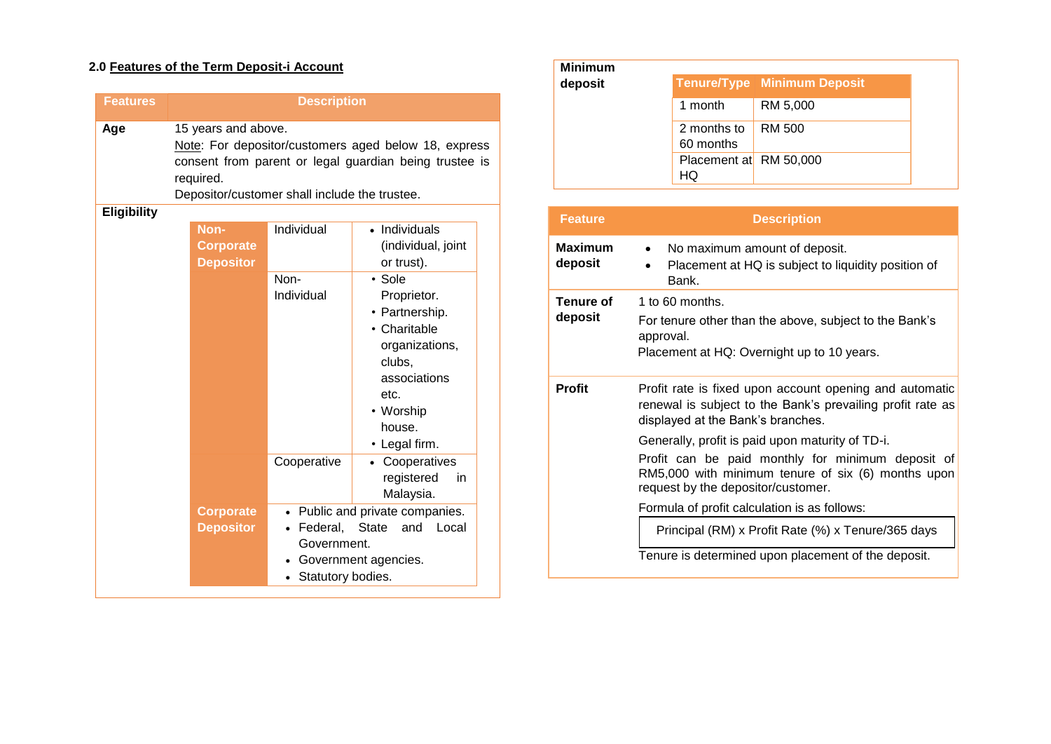## 2.0 Features of the Term Deposit-i Account

| Features | Description | | |
|---|---|---|---|
| **Age** | 15 years and above.<br>Note: For depositor/customers aged below 18, express consent from parent or legal guardian being trustee is required.<br>Depositor/customer shall include the trustee. | | |
| **Eligibility** | **Non-Corporate Depositor** | Individual | • Individuals (individual, joint or trust). |
| | | Non-Individual | • Sole Proprietor.<br>• Partnership.<br>• Charitable organizations, clubs, associations etc.<br>• Worship house.<br>• Legal firm. |
| | | Cooperative | • Cooperatives registered in Malaysia. |
| | **Corporate Depositor** | • Public and private companies.<br>• Federal, State and Local Government.<br>• Government agencies.<br>• Statutory bodies. | |

**Minimum deposit**

| Tenure/Type | Minimum Deposit |
|---|---|
| 1 month | RM 5,000 |
| 2 months to 60 months | RM 500 |
| Placement at HQ | RM 50,000 |

| Feature | Description |
|---|---|
| **Maximum deposit** | • No maximum amount of deposit.<br>• Placement at HQ is subject to liquidity position of Bank. |
| **Tenure of deposit** | 1 to 60 months.<br>For tenure other than the above, subject to the Bank's approval.<br>Placement at HQ: Overnight up to 10 years. |
| **Profit** | Profit rate is fixed upon account opening and automatic renewal is subject to the Bank's prevailing profit rate as displayed at the Bank's branches.<br>Generally, profit is paid upon maturity of TD-i.<br>Profit can be paid monthly for minimum deposit of RM5,000 with minimum tenure of six (6) months upon request by the depositor/customer.<br>Formula of profit calculation is as follows:<br>Principal (RM) x Profit Rate (%) x Tenure/365 days<br>Tenure is determined upon placement of the deposit. |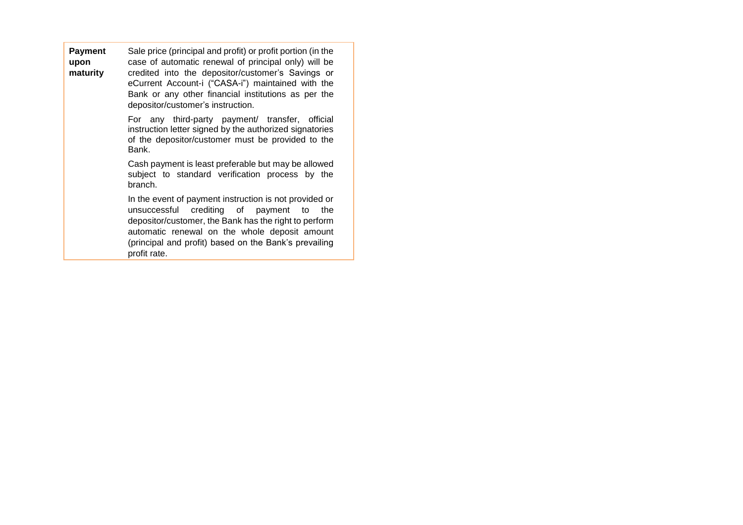| | |
|---|---|
| **Payment upon maturity** | Sale price (principal and profit) or profit portion (in the case of automatic renewal of principal only) will be credited into the depositor/customer's Savings or eCurrent Account-i ("CASA-i") maintained with the Bank or any other financial institutions as per the depositor/customer's instruction.<br><br>For any third-party payment/ transfer, official instruction letter signed by the authorized signatories of the depositor/customer must be provided to the Bank.<br><br>Cash payment is least preferable but may be allowed subject to standard verification process by the branch.<br><br>In the event of payment instruction is not provided or unsuccessful crediting of payment to the depositor/customer, the Bank has the right to perform automatic renewal on the whole deposit amount (principal and profit) based on the Bank's prevailing profit rate. |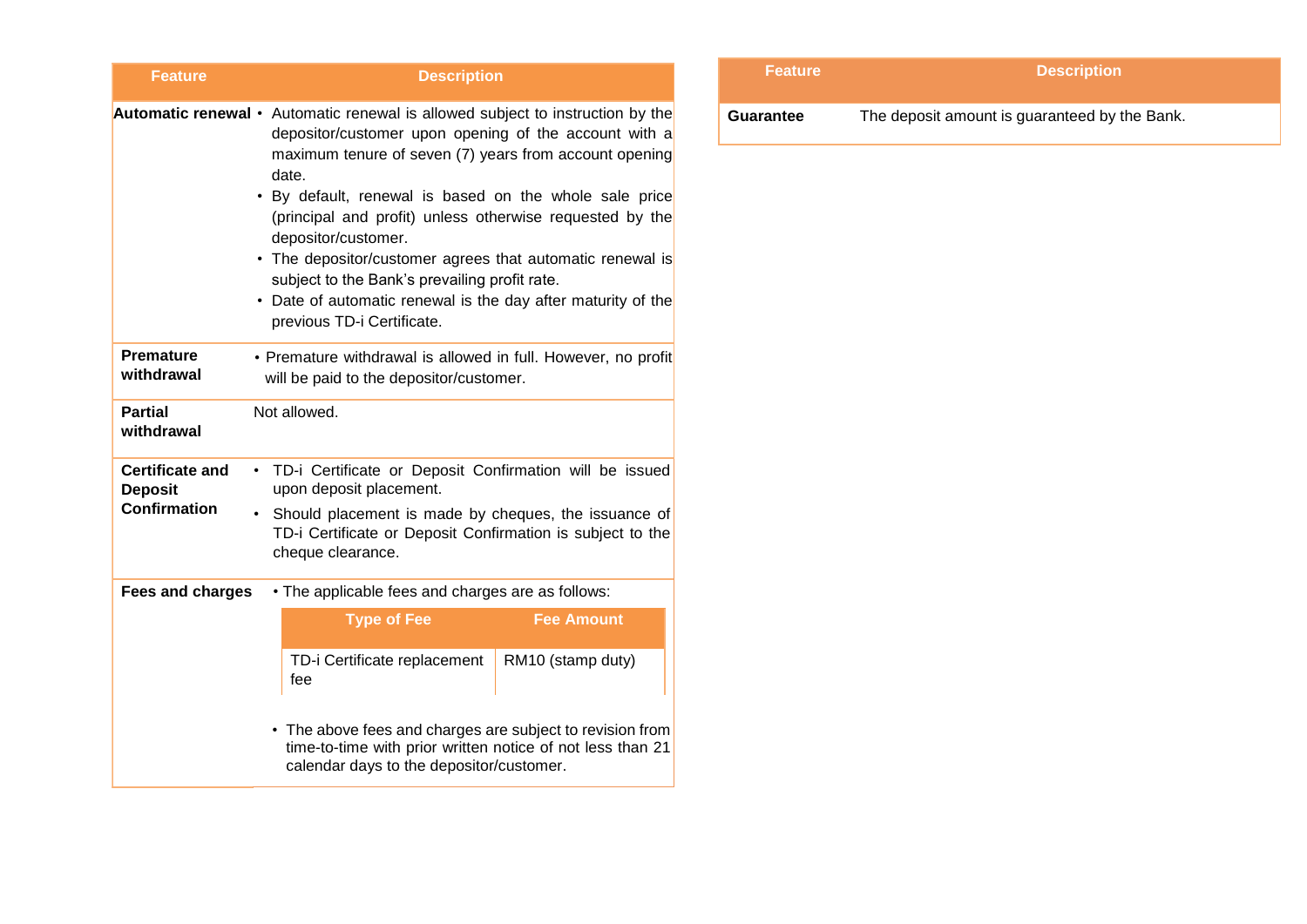| Feature | Description |
| --- | --- |
| **Automatic renewal** | • Automatic renewal is allowed subject to instruction by the depositor/customer upon opening of the account with a maximum tenure of seven (7) years from account opening date.<br>• By default, renewal is based on the whole sale price (principal and profit) unless otherwise requested by the depositor/customer.<br>• The depositor/customer agrees that automatic renewal is subject to the Bank's prevailing profit rate.<br>• Date of automatic renewal is the day after maturity of the previous TD-i Certificate. |
| **Premature withdrawal** | • Premature withdrawal is allowed in full. However, no profit will be paid to the depositor/customer. |
| **Partial withdrawal** | Not allowed. |
| **Certificate and Deposit Confirmation** | • TD-i Certificate or Deposit Confirmation will be issued upon deposit placement.<br>• Should placement is made by cheques, the issuance of TD-i Certificate or Deposit Confirmation is subject to the cheque clearance. |
| **Fees and charges** | • The applicable fees and charges are as follows:<br><br>**Type of Fee:** TD-i Certificate replacement fee — **Fee Amount:** RM10 (stamp duty)<br><br>• The above fees and charges are subject to revision from time-to-time with prior written notice of not less than 21 calendar days to the depositor/customer. |
| **Guarantee** | The deposit amount is guaranteed by the Bank. |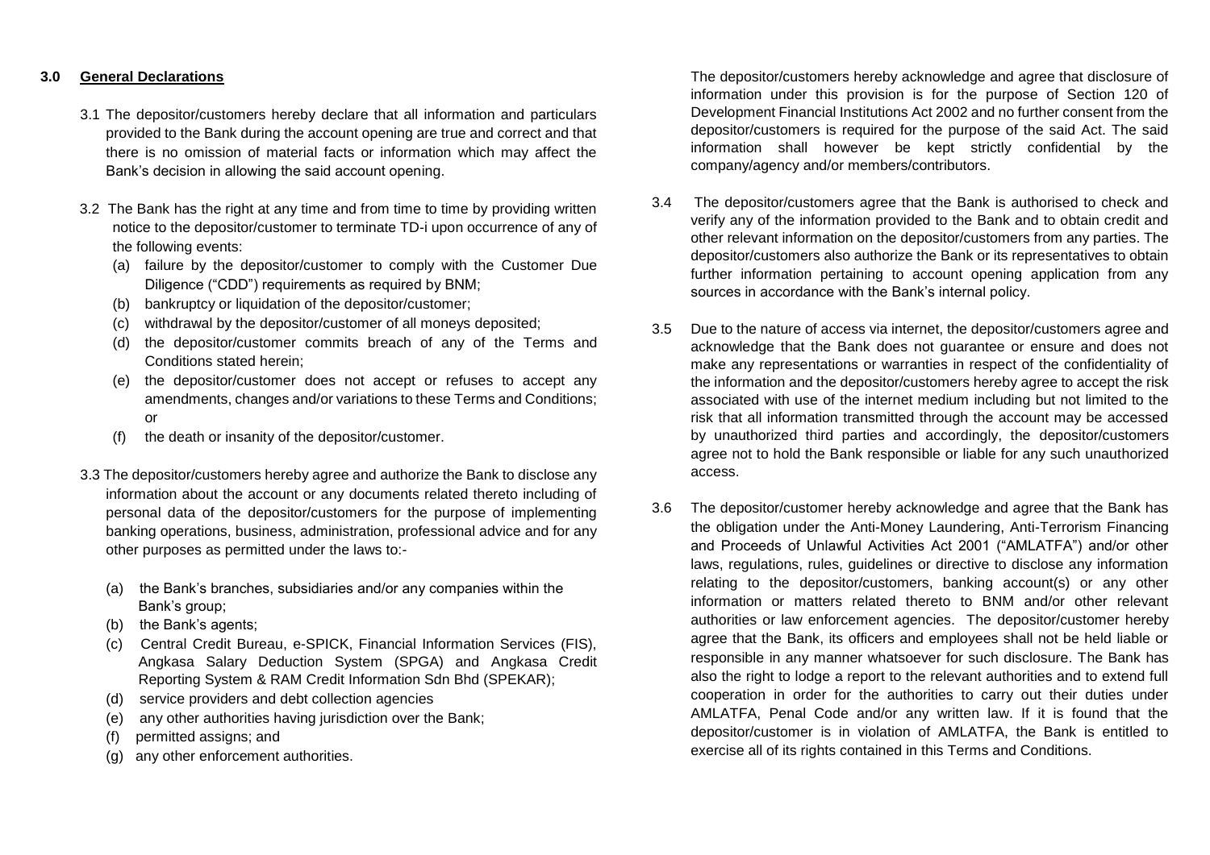## 3.0 General Declarations

3.1 The depositor/customers hereby declare that all information and particulars provided to the Bank during the account opening are true and correct and that there is no omission of material facts or information which may affect the Bank's decision in allowing the said account opening.

3.2 The Bank has the right at any time and from time to time by providing written notice to the depositor/customer to terminate TD-i upon occurrence of any of the following events:

(a) failure by the depositor/customer to comply with the Customer Due Diligence ("CDD") requirements as required by BNM;
(b) bankruptcy or liquidation of the depositor/customer;
(c) withdrawal by the depositor/customer of all moneys deposited;
(d) the depositor/customer commits breach of any of the Terms and Conditions stated herein;
(e) the depositor/customer does not accept or refuses to accept any amendments, changes and/or variations to these Terms and Conditions; or
(f) the death or insanity of the depositor/customer.

3.3 The depositor/customers hereby agree and authorize the Bank to disclose any information about the account or any documents related thereto including of personal data of the depositor/customers for the purpose of implementing banking operations, business, administration, professional advice and for any other purposes as permitted under the laws to:-

(a) the Bank's branches, subsidiaries and/or any companies within the Bank's group;
(b) the Bank's agents;
(c) Central Credit Bureau, e-SPICK, Financial Information Services (FIS), Angkasa Salary Deduction System (SPGA) and Angkasa Credit Reporting System & RAM Credit Information Sdn Bhd (SPEKAR);
(d) service providers and debt collection agencies
(e) any other authorities having jurisdiction over the Bank;
(f) permitted assigns; and
(g) any other enforcement authorities.

The depositor/customers hereby acknowledge and agree that disclosure of information under this provision is for the purpose of Section 120 of Development Financial Institutions Act 2002 and no further consent from the depositor/customers is required for the purpose of the said Act. The said information shall however be kept strictly confidential by the company/agency and/or members/contributors.

3.4 The depositor/customers agree that the Bank is authorised to check and verify any of the information provided to the Bank and to obtain credit and other relevant information on the depositor/customers from any parties. The depositor/customers also authorize the Bank or its representatives to obtain further information pertaining to account opening application from any sources in accordance with the Bank's internal policy.

3.5 Due to the nature of access via internet, the depositor/customers agree and acknowledge that the Bank does not guarantee or ensure and does not make any representations or warranties in respect of the confidentiality of the information and the depositor/customers hereby agree to accept the risk associated with use of the internet medium including but not limited to the risk that all information transmitted through the account may be accessed by unauthorized third parties and accordingly, the depositor/customers agree not to hold the Bank responsible or liable for any such unauthorized access.

3.6 The depositor/customer hereby acknowledge and agree that the Bank has the obligation under the Anti-Money Laundering, Anti-Terrorism Financing and Proceeds of Unlawful Activities Act 2001 ("AMLATFA") and/or other laws, regulations, rules, guidelines or directive to disclose any information relating to the depositor/customers, banking account(s) or any other information or matters related thereto to BNM and/or other relevant authorities or law enforcement agencies. The depositor/customer hereby agree that the Bank, its officers and employees shall not be held liable or responsible in any manner whatsoever for such disclosure. The Bank has also the right to lodge a report to the relevant authorities and to extend full cooperation in order for the authorities to carry out their duties under AMLATFA, Penal Code and/or any written law. If it is found that the depositor/customer is in violation of AMLATFA, the Bank is entitled to exercise all of its rights contained in this Terms and Conditions.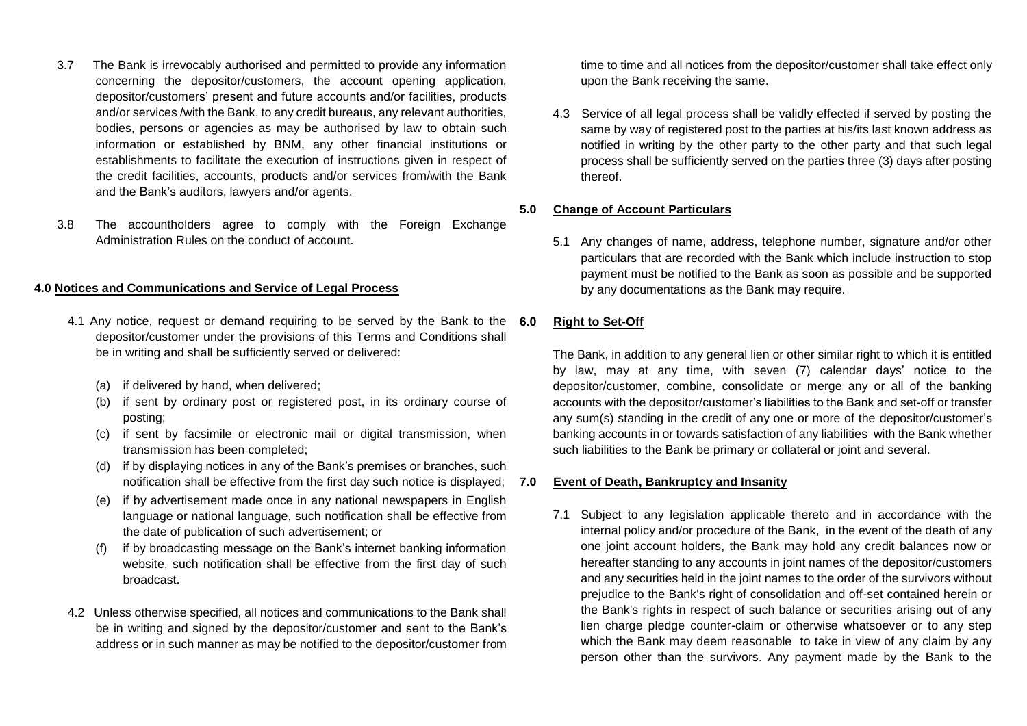3.7 The Bank is irrevocably authorised and permitted to provide any information concerning the depositor/customers, the account opening application, depositor/customers' present and future accounts and/or facilities, products and/or services /with the Bank, to any credit bureaus, any relevant authorities, bodies, persons or agencies as may be authorised by law to obtain such information or established by BNM, any other financial institutions or establishments to facilitate the execution of instructions given in respect of the credit facilities, accounts, products and/or services from/with the Bank and the Bank's auditors, lawyers and/or agents.

3.8 The accountholders agree to comply with the Foreign Exchange Administration Rules on the conduct of account.

### 4.0 Notices and Communications and Service of Legal Process

4.1 Any notice, request or demand requiring to be served by the Bank to the depositor/customer under the provisions of this Terms and Conditions shall be in writing and shall be sufficiently served or delivered:

(a) if delivered by hand, when delivered;

(b) if sent by ordinary post or registered post, in its ordinary course of posting;

(c) if sent by facsimile or electronic mail or digital transmission, when transmission has been completed;

(d) if by displaying notices in any of the Bank's premises or branches, such notification shall be effective from the first day such notice is displayed;

(e) if by advertisement made once in any national newspapers in English language or national language, such notification shall be effective from the date of publication of such advertisement; or

(f) if by broadcasting message on the Bank's internet banking information website, such notification shall be effective from the first day of such broadcast.

4.2 Unless otherwise specified, all notices and communications to the Bank shall be in writing and signed by the depositor/customer and sent to the Bank's address or in such manner as may be notified to the depositor/customer from time to time and all notices from the depositor/customer shall take effect only upon the Bank receiving the same.

4.3 Service of all legal process shall be validly effected if served by posting the same by way of registered post to the parties at his/its last known address as notified in writing by the other party to the other party and that such legal process shall be sufficiently served on the parties three (3) days after posting thereof.

### 5.0 Change of Account Particulars

5.1 Any changes of name, address, telephone number, signature and/or other particulars that are recorded with the Bank which include instruction to stop payment must be notified to the Bank as soon as possible and be supported by any documentations as the Bank may require.

### 6.0 Right to Set-Off

The Bank, in addition to any general lien or other similar right to which it is entitled by law, may at any time, with seven (7) calendar days' notice to the depositor/customer, combine, consolidate or merge any or all of the banking accounts with the depositor/customer's liabilities to the Bank and set-off or transfer any sum(s) standing in the credit of any one or more of the depositor/customer's banking accounts in or towards satisfaction of any liabilities with the Bank whether such liabilities to the Bank be primary or collateral or joint and several.

### 7.0 Event of Death, Bankruptcy and Insanity

7.1 Subject to any legislation applicable thereto and in accordance with the internal policy and/or procedure of the Bank, in the event of the death of any one joint account holders, the Bank may hold any credit balances now or hereafter standing to any accounts in joint names of the depositor/customers and any securities held in the joint names to the order of the survivors without prejudice to the Bank's right of consolidation and off-set contained herein or the Bank's rights in respect of such balance or securities arising out of any lien charge pledge counter-claim or otherwise whatsoever or to any step which the Bank may deem reasonable to take in view of any claim by any person other than the survivors. Any payment made by the Bank to the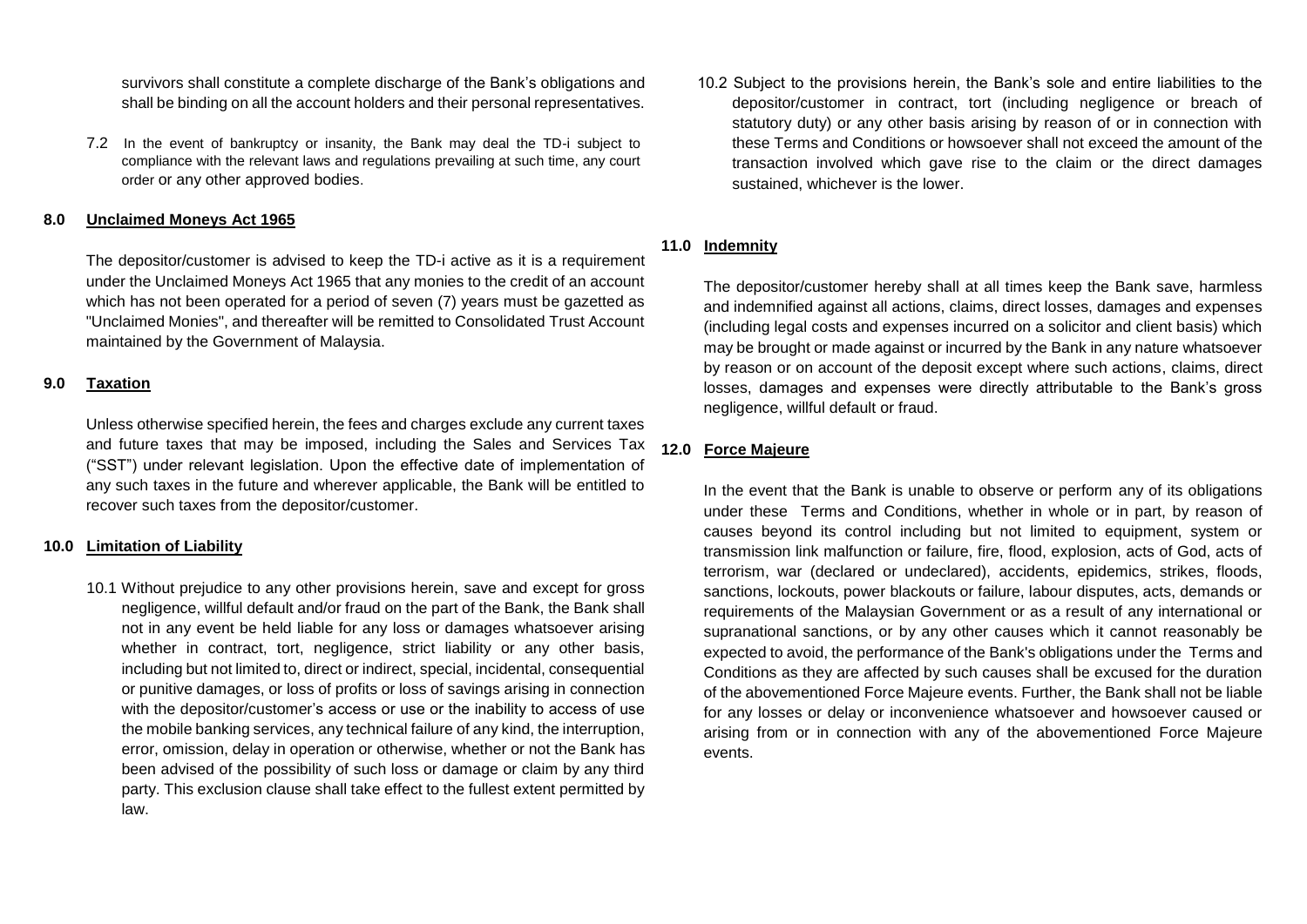survivors shall constitute a complete discharge of the Bank's obligations and shall be binding on all the account holders and their personal representatives.

7.2 In the event of bankruptcy or insanity, the Bank may deal the TD-i subject to compliance with the relevant laws and regulations prevailing at such time, any court order or any other approved bodies.

## 8.0 Unclaimed Moneys Act 1965

The depositor/customer is advised to keep the TD-i active as it is a requirement under the Unclaimed Moneys Act 1965 that any monies to the credit of an account which has not been operated for a period of seven (7) years must be gazetted as "Unclaimed Monies", and thereafter will be remitted to Consolidated Trust Account maintained by the Government of Malaysia.

## 9.0 Taxation

Unless otherwise specified herein, the fees and charges exclude any current taxes and future taxes that may be imposed, including the Sales and Services Tax ("SST") under relevant legislation. Upon the effective date of implementation of any such taxes in the future and wherever applicable, the Bank will be entitled to recover such taxes from the depositor/customer.

## 10.0 Limitation of Liability

10.1 Without prejudice to any other provisions herein, save and except for gross negligence, willful default and/or fraud on the part of the Bank, the Bank shall not in any event be held liable for any loss or damages whatsoever arising whether in contract, tort, negligence, strict liability or any other basis, including but not limited to, direct or indirect, special, incidental, consequential or punitive damages, or loss of profits or loss of savings arising in connection with the depositor/customer's access or use or the inability to access of use the mobile banking services, any technical failure of any kind, the interruption, error, omission, delay in operation or otherwise, whether or not the Bank has been advised of the possibility of such loss or damage or claim by any third party. This exclusion clause shall take effect to the fullest extent permitted by law.

10.2 Subject to the provisions herein, the Bank's sole and entire liabilities to the depositor/customer in contract, tort (including negligence or breach of statutory duty) or any other basis arising by reason of or in connection with these Terms and Conditions or howsoever shall not exceed the amount of the transaction involved which gave rise to the claim or the direct damages sustained, whichever is the lower.

## 11.0 Indemnity

The depositor/customer hereby shall at all times keep the Bank save, harmless and indemnified against all actions, claims, direct losses, damages and expenses (including legal costs and expenses incurred on a solicitor and client basis) which may be brought or made against or incurred by the Bank in any nature whatsoever by reason or on account of the deposit except where such actions, claims, direct losses, damages and expenses were directly attributable to the Bank's gross negligence, willful default or fraud.

## 12.0 Force Majeure

In the event that the Bank is unable to observe or perform any of its obligations under these Terms and Conditions, whether in whole or in part, by reason of causes beyond its control including but not limited to equipment, system or transmission link malfunction or failure, fire, flood, explosion, acts of God, acts of terrorism, war (declared or undeclared), accidents, epidemics, strikes, floods, sanctions, lockouts, power blackouts or failure, labour disputes, acts, demands or requirements of the Malaysian Government or as a result of any international or supranational sanctions, or by any other causes which it cannot reasonably be expected to avoid, the performance of the Bank's obligations under the Terms and Conditions as they are affected by such causes shall be excused for the duration of the abovementioned Force Majeure events. Further, the Bank shall not be liable for any losses or delay or inconvenience whatsoever and howsoever caused or arising from or in connection with any of the abovementioned Force Majeure events.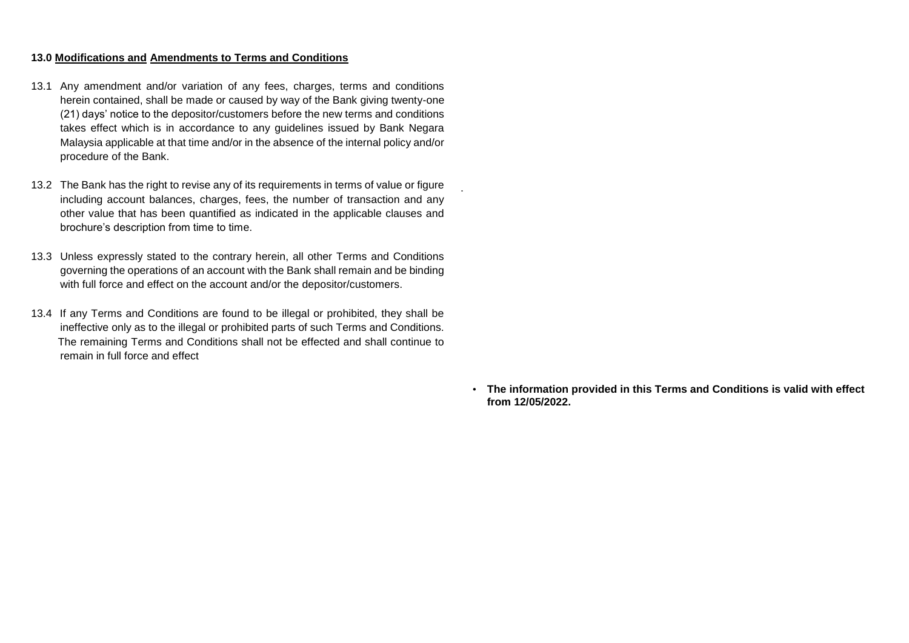**13.0 Modifications and Amendments to Terms and Conditions**

13.1 Any amendment and/or variation of any fees, charges, terms and conditions herein contained, shall be made or caused by way of the Bank giving twenty-one (21) days' notice to the depositor/customers before the new terms and conditions takes effect which is in accordance to any guidelines issued by Bank Negara Malaysia applicable at that time and/or in the absence of the internal policy and/or procedure of the Bank.

13.2 The Bank has the right to revise any of its requirements in terms of value or figure including account balances, charges, fees, the number of transaction and any other value that has been quantified as indicated in the applicable clauses and brochure's description from time to time.

13.3 Unless expressly stated to the contrary herein, all other Terms and Conditions governing the operations of an account with the Bank shall remain and be binding with full force and effect on the account and/or the depositor/customers.

13.4 If any Terms and Conditions are found to be illegal or prohibited, they shall be ineffective only as to the illegal or prohibited parts of such Terms and Conditions. The remaining Terms and Conditions shall not be effected and shall continue to remain in full force and effect

- **The information provided in this Terms and Conditions is valid with effect from 12/05/2022.**